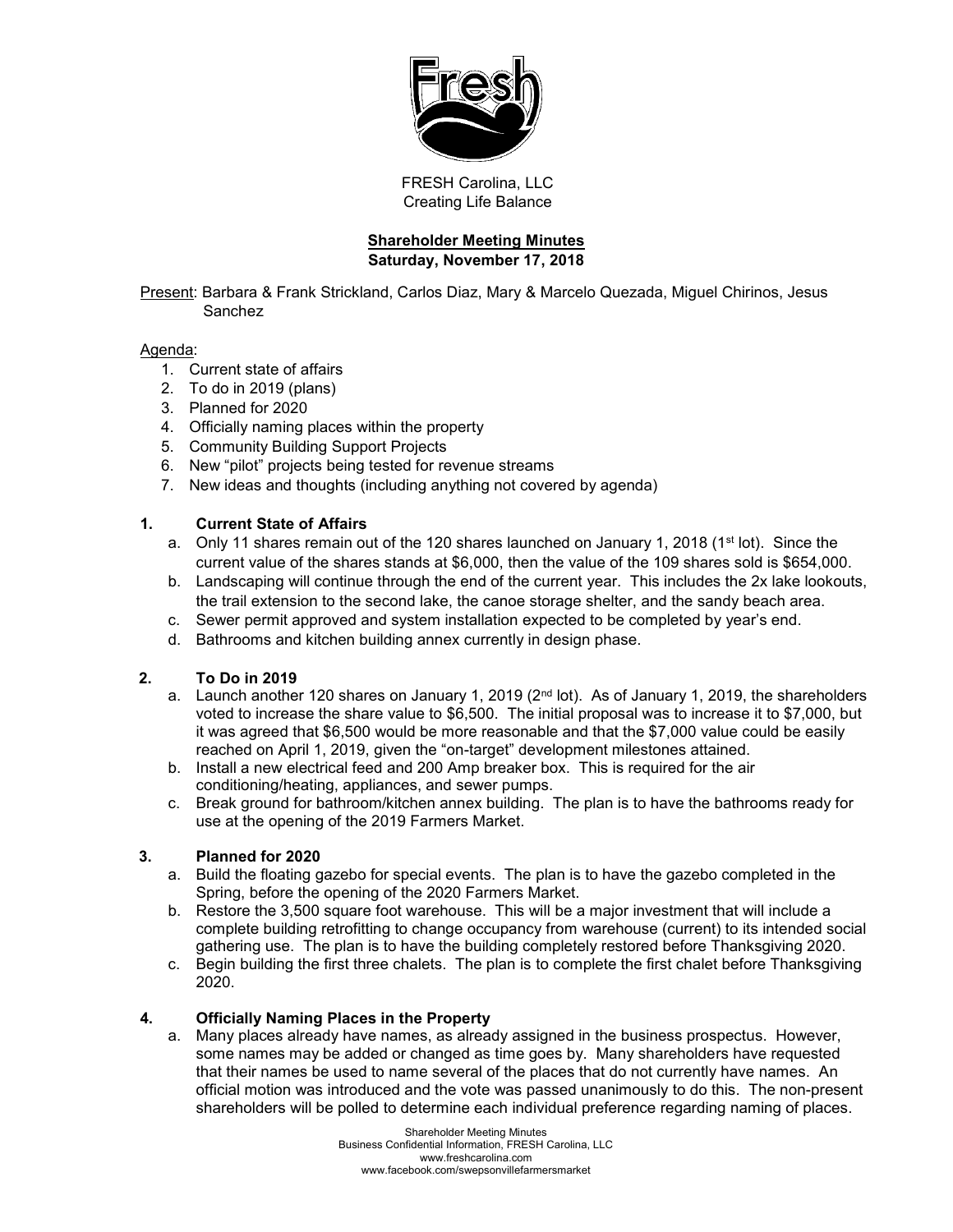FRESH Carolina, LLC
Creating Life Balance

**Shareholder Meeting Minutes**
**Saturday, November 17, 2018**

Present: Barbara & Frank Strickland, Carlos Diaz, Mary & Marcelo Quezada, Miguel Chirinos, Jesus Sanchez

Agenda:

1. Current state of affairs
2. To do in 2019 (plans)
3. Planned for 2020
4. Officially naming places within the property
5. Community Building Support Projects
6. New "pilot" projects being tested for revenue streams
7. New ideas and thoughts (including anything not covered by agenda)

## 1. Current State of Affairs

a. Only 11 shares remain out of the 120 shares launched on January 1, 2018 (1st lot). Since the current value of the shares stands at $6,000, then the value of the 109 shares sold is $654,000.

b. Landscaping will continue through the end of the current year. This includes the 2x lake lookouts, the trail extension to the second lake, the canoe storage shelter, and the sandy beach area.

c. Sewer permit approved and system installation expected to be completed by year's end.

d. Bathrooms and kitchen building annex currently in design phase.

## 2. To Do in 2019

a. Launch another 120 shares on January 1, 2019 (2nd lot). As of January 1, 2019, the shareholders voted to increase the share value to $6,500. The initial proposal was to increase it to $7,000, but it was agreed that $6,500 would be more reasonable and that the $7,000 value could be easily reached on April 1, 2019, given the "on-target" development milestones attained.

b. Install a new electrical feed and 200 Amp breaker box. This is required for the air conditioning/heating, appliances, and sewer pumps.

c. Break ground for bathroom/kitchen annex building. The plan is to have the bathrooms ready for use at the opening of the 2019 Farmers Market.

## 3. Planned for 2020

a. Build the floating gazebo for special events. The plan is to have the gazebo completed in the Spring, before the opening of the 2020 Farmers Market.

b. Restore the 3,500 square foot warehouse. This will be a major investment that will include a complete building retrofitting to change occupancy from warehouse (current) to its intended social gathering use. The plan is to have the building completely restored before Thanksgiving 2020.

c. Begin building the first three chalets. The plan is to complete the first chalet before Thanksgiving 2020.

## 4. Officially Naming Places in the Property

a. Many places already have names, as already assigned in the business prospectus. However, some names may be added or changed as time goes by. Many shareholders have requested that their names be used to name several of the places that do not currently have names. An official motion was introduced and the vote was passed unanimously to do this. The non-present shareholders will be polled to determine each individual preference regarding naming of places.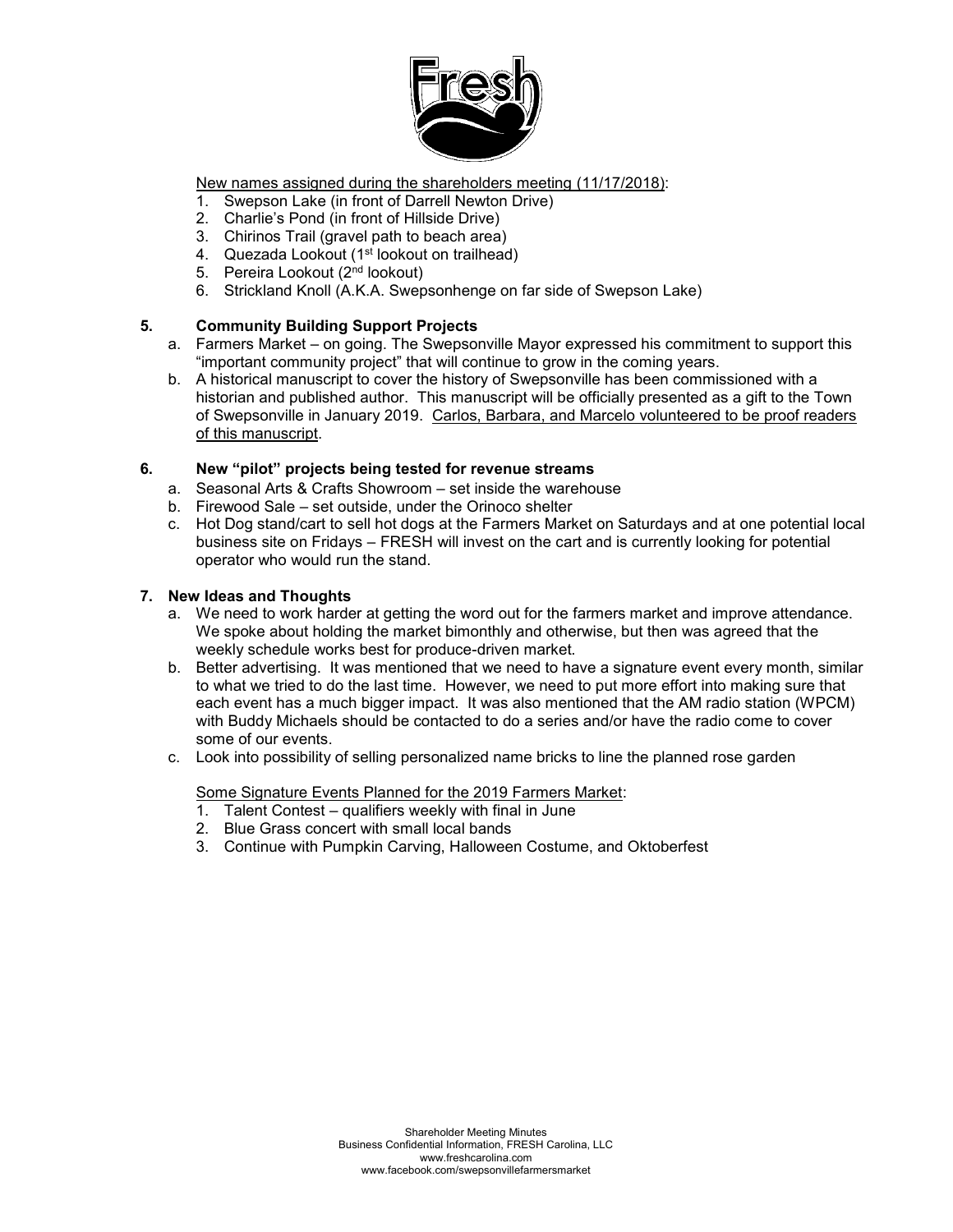New names assigned during the shareholders meeting (11/17/2018):

1. Swepson Lake (in front of Darrell Newton Drive)
2. Charlie's Pond (in front of Hillside Drive)
3. Chirinos Trail (gravel path to beach area)
4. Quezada Lookout (1st lookout on trailhead)
5. Pereira Lookout (2nd lookout)
6. Strickland Knoll (A.K.A. Swepsonhenge on far side of Swepson Lake)

**5. Community Building Support Projects**

a. Farmers Market – on going. The Swepsonville Mayor expressed his commitment to support this "important community project" that will continue to grow in the coming years.

b. A historical manuscript to cover the history of Swepsonville has been commissioned with a historian and published author. This manuscript will be officially presented as a gift to the Town of Swepsonville in January 2019. Carlos, Barbara, and Marcelo volunteered to be proof readers of this manuscript.

**6. New "pilot" projects being tested for revenue streams**

a. Seasonal Arts & Crafts Showroom – set inside the warehouse

b. Firewood Sale – set outside, under the Orinoco shelter

c. Hot Dog stand/cart to sell hot dogs at the Farmers Market on Saturdays and at one potential local business site on Fridays – FRESH will invest on the cart and is currently looking for potential operator who would run the stand.

**7. New Ideas and Thoughts**

a. We need to work harder at getting the word out for the farmers market and improve attendance. We spoke about holding the market bimonthly and otherwise, but then was agreed that the weekly schedule works best for produce-driven market.

b. Better advertising. It was mentioned that we need to have a signature event every month, similar to what we tried to do the last time. However, we need to put more effort into making sure that each event has a much bigger impact. It was also mentioned that the AM radio station (WPCM) with Buddy Michaels should be contacted to do a series and/or have the radio come to cover some of our events.

c. Look into possibility of selling personalized name bricks to line the planned rose garden

Some Signature Events Planned for the 2019 Farmers Market:

1. Talent Contest – qualifiers weekly with final in June
2. Blue Grass concert with small local bands
3. Continue with Pumpkin Carving, Halloween Costume, and Oktoberfest